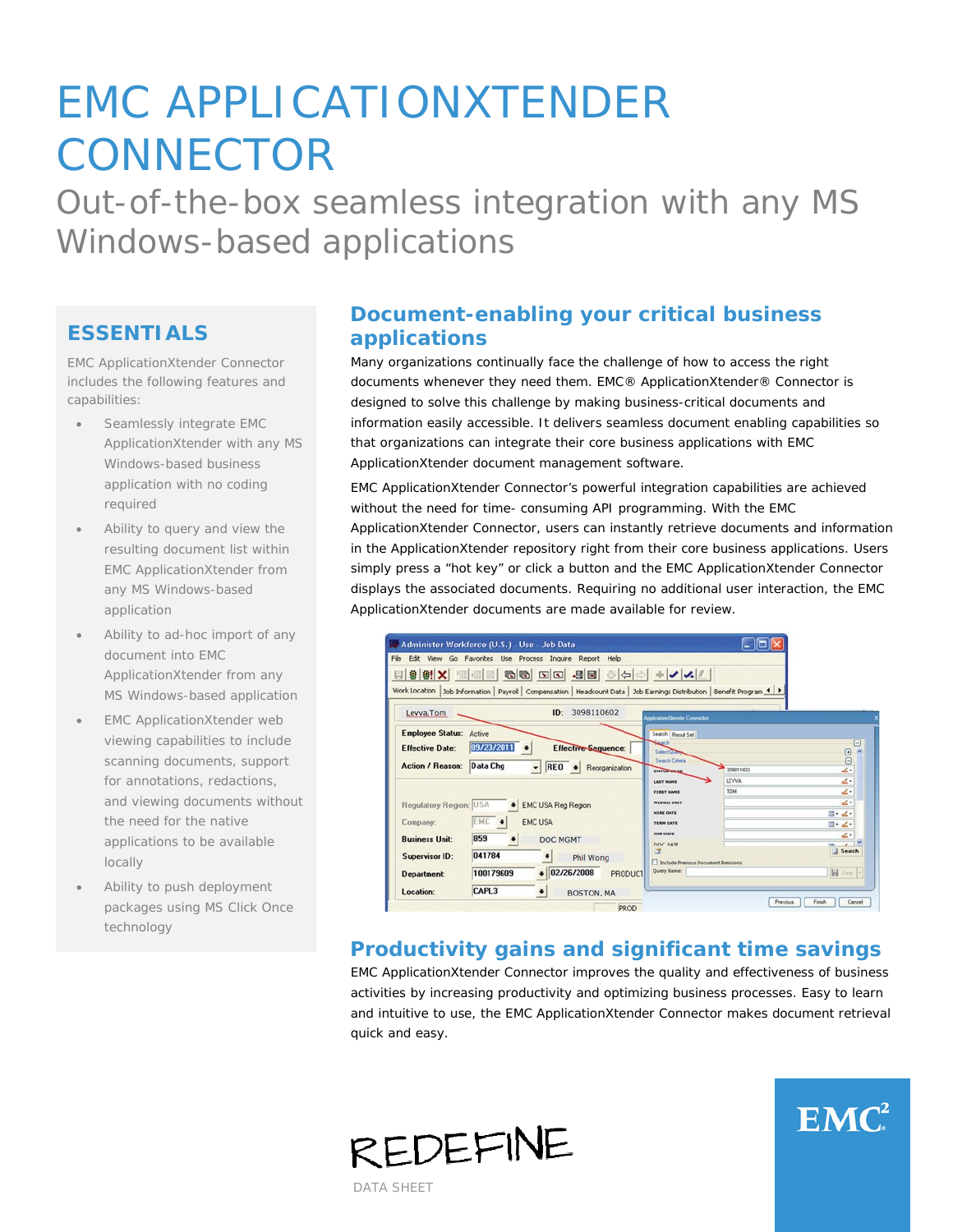# EMC APPLICATIONXTENDER CONNECTOR

## Out-of-the-box seamless integration with any MS Windows-based applications

## ESSENTIALS

EMC ApplicationXtender Connector includes the following features and capabilities:

- Seamlessly integrate EMC ApplicationXtender with any MS Windows-based business application with no coding required
- Ability to query and view the resulting document list within EMC ApplicationXtender from any MS Windows-based application
- Ability to ad-hoc import of any document into EMC ApplicationXtender from any MS Windows-based application
- EMC ApplicationXtender web viewing capabilities to include scanning documents, support for annotations, redactions, and viewing documents without the need for the native applications to be available locally
- Ability to push deployment packages using MS Click Once technology

## Document-enabling your critical business applications

Many organizations continually face the challenge of how to access the right documents whenever they need them. EMC® ApplicationXtender® Connector is designed to solve this challenge by making business-critical documents and information easily accessible. It delivers seamless document enabling capabilities so that organizations can integrate their core business applications with EMC ApplicationXtender document management software.

EMC ApplicationXtender Connector's powerful integration capabilities are achieved without the need for time- consuming API programming. With the EMC ApplicationXtender Connector, users can instantly retrieve documents and information in the ApplicationXtender repository right from their core business applications. Users simply press a "hot key" or click a button and the EMC ApplicationXtender Connector displays the associated documents. Requiring no additional user interaction, the EMC ApplicationXtender documents are made available for review.

## Productivity gains and significant time savings

EMC ApplicationXtender Connector improves the quality and effectiveness of business activities by increasing productivity and optimizing business processes. Easy to learn and intuitive to use, the EMC ApplicationXtender Connector makes document retrieval quick and easy.

REDEFINE

DATA SHEET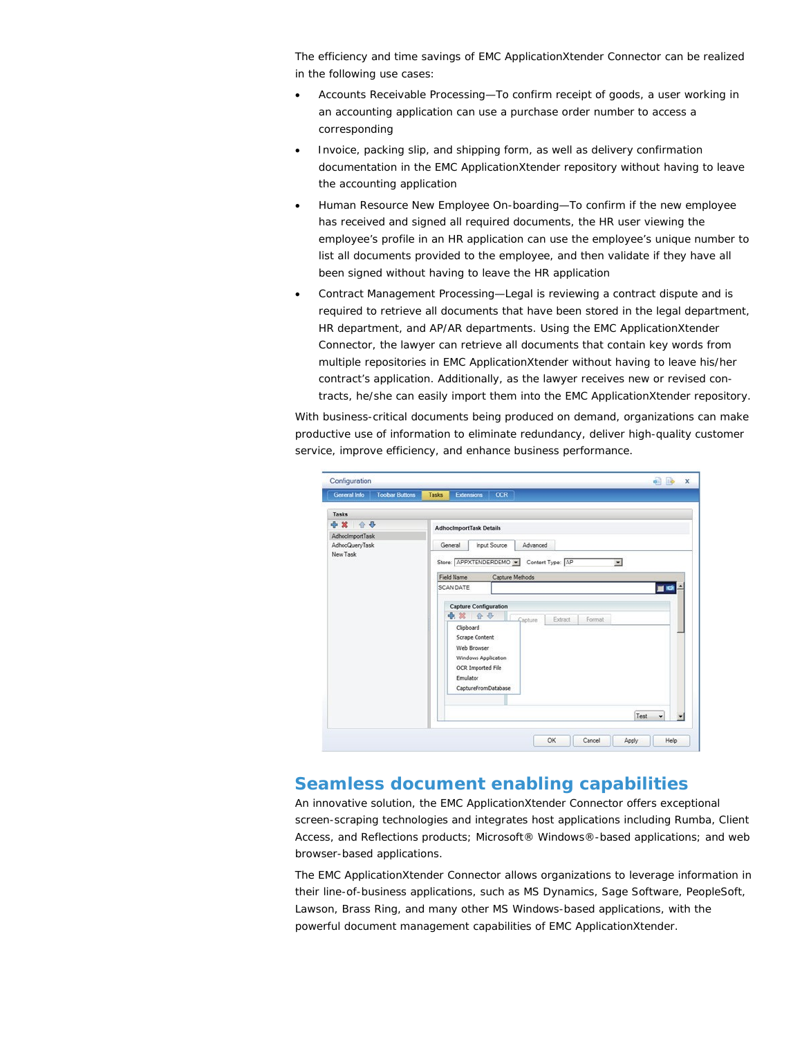The efficiency and time savings of EMC ApplicationXtender Connector can be realized in the following use cases:

- Accounts Receivable Processing—To confirm receipt of goods, a user working in an accounting application can use a purchase order number to access a corresponding
- Invoice, packing slip, and shipping form, as well as delivery confirmation documentation in the EMC ApplicationXtender repository without having to leave the accounting application
- Human Resource New Employee On-boarding—To confirm if the new employee has received and signed all required documents, the HR user viewing the employee's profile in an HR application can use the employee's unique number to list all documents provided to the employee, and then validate if they have all been signed without having to leave the HR application
- Contract Management Processing—Legal is reviewing a contract dispute and is required to retrieve all documents that have been stored in the legal department, HR department, and AP/AR departments. Using the EMC ApplicationXtender Connector, the lawyer can retrieve all documents that contain key words from multiple repositories in EMC ApplicationXtender without having to leave his/her contract's application. Additionally, as the lawyer receives new or revised contracts, he/she can easily import them into the EMC ApplicationXtender repository.

With business-critical documents being produced on demand, organizations can make productive use of information to eliminate redundancy, deliver high-quality customer service, improve efficiency, and enhance business performance.

## Seamless document enabling capabilities

An innovative solution, the EMC ApplicationXtender Connector offers exceptional screen-scraping technologies and integrates host applications including Rumba, Client Access, and Reflections products; Microsoft® Windows®-based applications; and web browser-based applications.

The EMC ApplicationXtender Connector allows organizations to leverage information in their line-of-business applications, such as MS Dynamics, Sage Software, PeopleSoft, Lawson, Brass Ring, and many other MS Windows-based applications, with the powerful document management capabilities of EMC ApplicationXtender.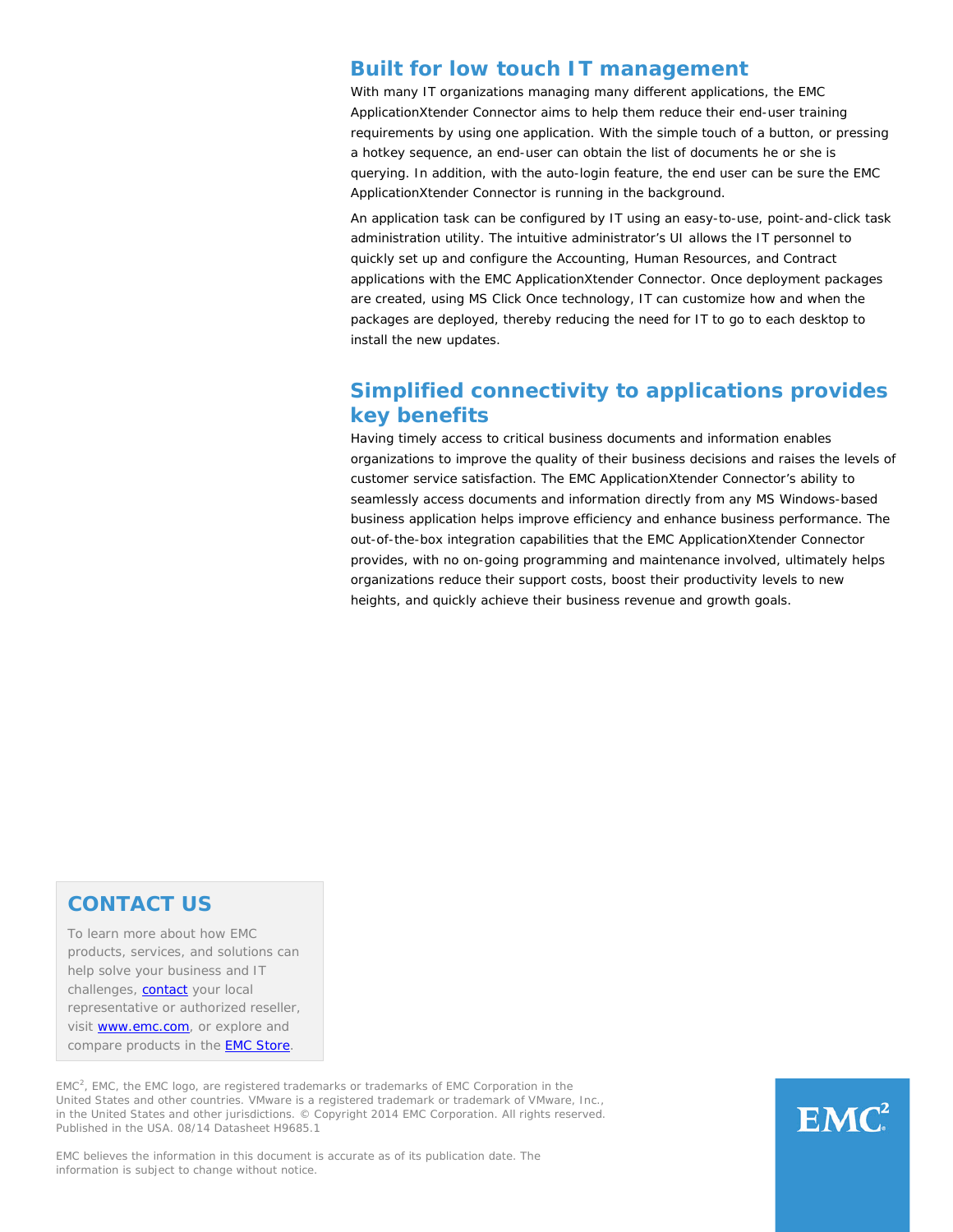## Built for low touch IT management

With many IT organizations managing many different applications, the EMC ApplicationXtender Connector aims to help them reduce their end-user training requirements by using one application. With the simple touch of a button, or pressing a hotkey sequence, an end-user can obtain the list of documents he or she is querying. In addition, with the auto-login feature, the end user can be sure the EMC ApplicationXtender Connector is running in the background.

An application task can be configured by IT using an easy-to-use, point-and-click task administration utility. The intuitive administrator's UI allows the IT personnel to quickly set up and configure the Accounting, Human Resources, and Contract applications with the EMC ApplicationXtender Connector. Once deployment packages are created, using MS Click Once technology, IT can customize how and when the packages are deployed, thereby reducing the need for IT to go to each desktop to install the new updates.

## Simplified connectivity to applications provides key benefits

Having timely access to critical business documents and information enables organizations to improve the quality of their business decisions and raises the levels of customer service satisfaction. The EMC ApplicationXtender Connector's ability to seamlessly access documents and information directly from any MS Windows-based business application helps improve efficiency and enhance business performance. The out-of-the-box integration capabilities that the EMC ApplicationXtender Connector provides, with no on-going programming and maintenance involved, ultimately helps organizations reduce their support costs, boost their productivity levels to new heights, and quickly achieve their business revenue and growth goals.

## CONTACT US

To learn more about how EMC products, services, and solutions can help solve your business and IT challenges, contact your local representative or authorized reseller, visit www.emc.com, or explore and compare products in the EMC Store.

EMC$^2$, EMC, the EMC logo, are registered trademarks or trademarks of EMC Corporation in the United States and other countries. VMware is a registered trademark or trademark of VMware, Inc., in the United States and other jurisdictions. © Copyright 2014 EMC Corporation. All rights reserved. Published in the USA. 08/14 Datasheet H9685.1

EMC believes the information in this document is accurate as of its publication date. The information is subject to change without notice.

EMC$^2$